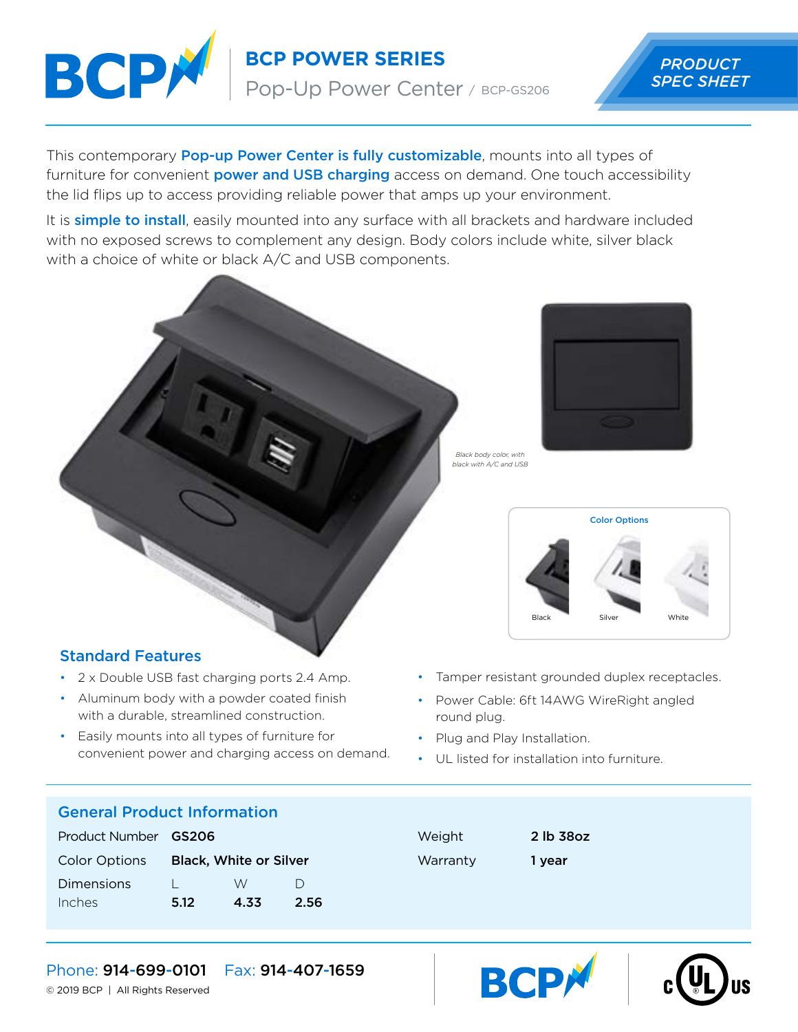# BCP POWER SERIES

Pop-Up Power Center / BCP-GS206

PRODUCT SPEC SHEET

This contemporary **Pop-up Power Center is fully customizable**, mounts into all types of furniture for convenient **power and USB charging** access on demand. One touch accessibility the lid flips up to access providing reliable power that amps up your environment.

It is **simple to install**, easily mounted into any surface with all brackets and hardware included with no exposed screws to complement any design. Body colors include white, silver black with a choice of white or black A/C and USB components.

*Black body color, with black with A/C and USB*

**Color Options**

Black    Silver    White

## Standard Features

- 2 x Double USB fast charging ports 2.4 Amp.
- Aluminum body with a powder coated finish with a durable, streamlined construction.
- Easily mounts into all types of furniture for convenient power and charging access on demand.
- Tamper resistant grounded duplex receptacles.
- Power Cable: 6ft 14AWG WireRight angled round plug.
- Plug and Play Installation.
- UL listed for installation into furniture.

## General Product Information

| Product Number | **GS206** | | |
|---|---|---|---|
| Color Options | **Black, White or Silver** | | |
| Dimensions | L | W | D |
| Inches | **5.12** | **4.33** | **2.56** |

| Weight | **2 lb 38oz** |
|---|---|
| Warranty | **1 year** |

Phone: **914-699-0101**    Fax: **914-407-1659**

© 2019 BCP | All Rights Reserved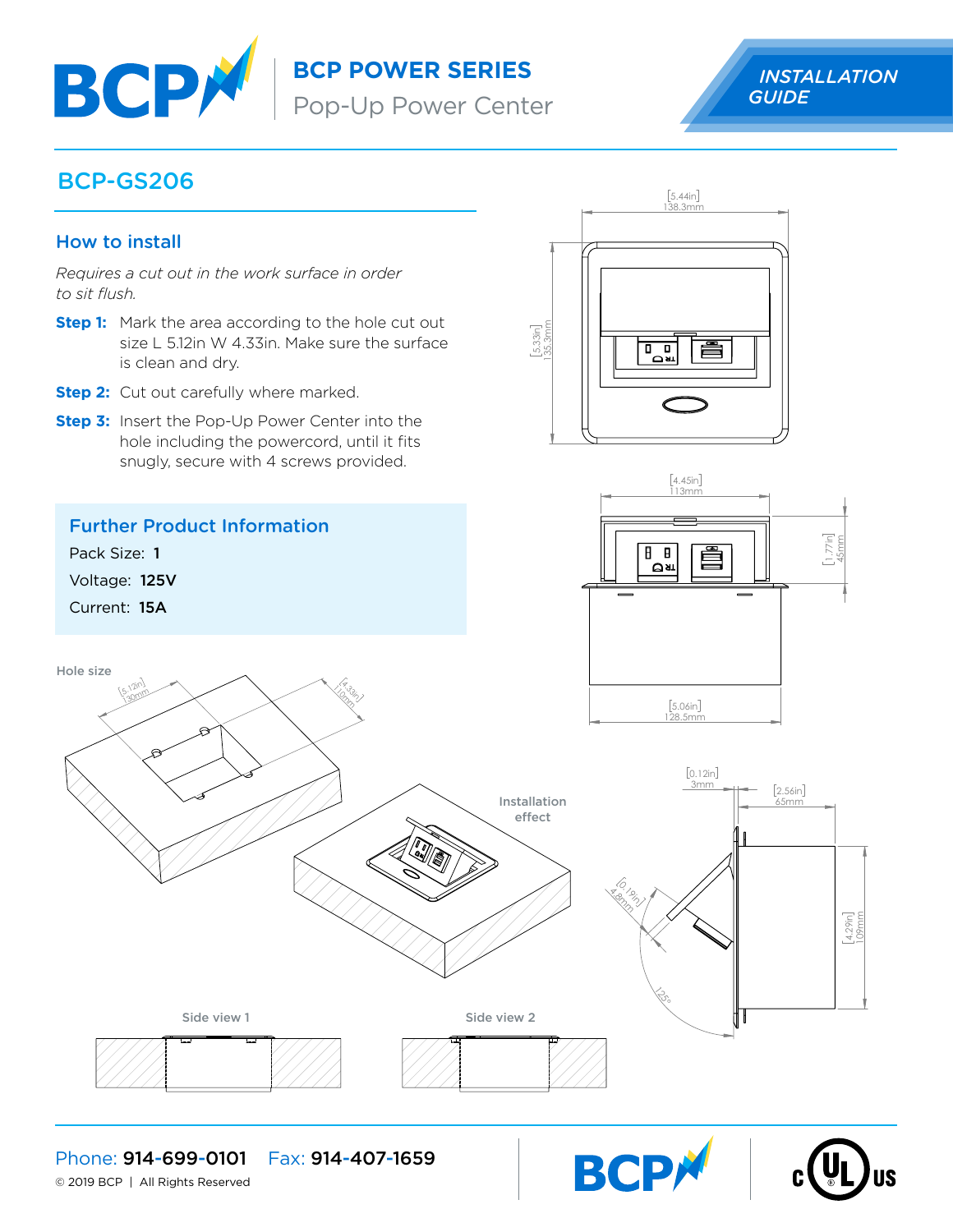# BCP POWER SERIES

Pop-Up Power Center

INSTALLATION GUIDE

## BCP-GS206

### How to install

*Requires a cut out in the work surface in order to sit flush.*

**Step 1:** Mark the area according to the hole cut out size L 5.12in W 4.33in. Make sure the surface is clean and dry.

**Step 2:** Cut out carefully where marked.

**Step 3:** Insert the Pop-Up Power Center into the hole including the powercord, until it fits snugly, secure with 4 screws provided.

### Further Product Information

Pack Size: **1**

Voltage: **125V**

Current: **15A**

[5.44in]
138.3mm

[5.33in]
135.3mm

[4.45in]
113mm

[1.77in]
45mm

[5.06in]
128.5mm

Hole size

[5.12in]
130mm

[4.33in]
110mm

Installation effect

[0.12in]
3mm

[2.56in]
65mm

[0.19in]
4.8mm

[4.29in]
109mm

125°

Side view 1

Side view 2

Phone: **914-699-0101** Fax: **914-407-1659**

© 2019 BCP | All Rights Reserved